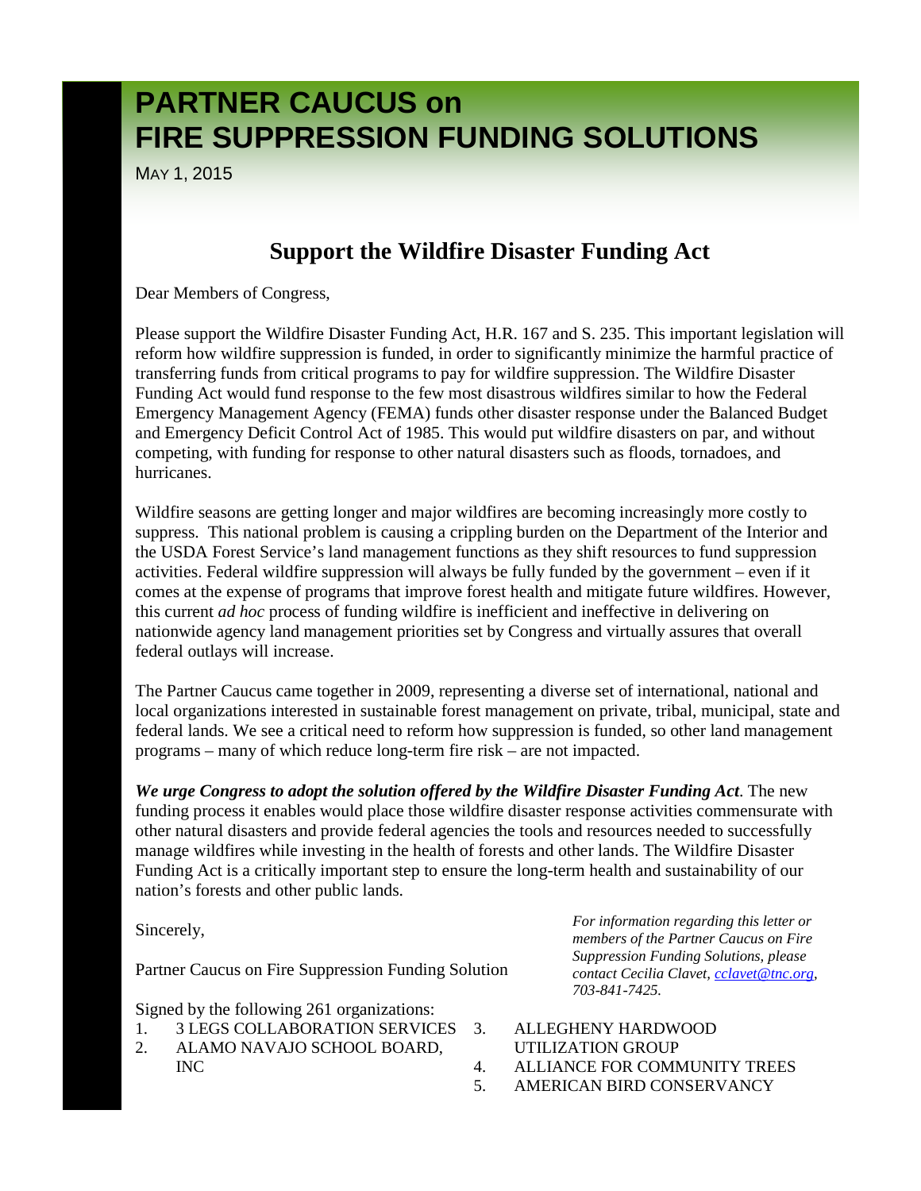# PARTNER CAUCUS on FIRE SUPPRESSION FUNDING SOLUTIONS

MAY 1, 2015

## Support the Wildfire Disaster Funding Act

Dear Members of Congress,

Please support the Wildfire Disaster Funding Act, H.R. 167 and S. 235. This important legislation will reform how wildfire suppression is funded, in order to significantly minimize the harmful practice of transferring funds from critical programs to pay for wildfire suppression. The Wildfire Disaster Funding Act would fund response to the few most disastrous wildfires similar to how the Federal Emergency Management Agency (FEMA) funds other disaster response under the Balanced Budget and Emergency Deficit Control Act of 1985. This would put wildfire disasters on par, and without competing, with funding for response to other natural disasters such as floods, tornadoes, and hurricanes.

Wildfire seasons are getting longer and major wildfires are becoming increasingly more costly to suppress. This national problem is causing a crippling burden on the Department of the Interior and the USDA Forest Service's land management functions as they shift resources to fund suppression activities. Federal wildfire suppression will always be fully funded by the government – even if it comes at the expense of programs that improve forest health and mitigate future wildfires. However, this current *ad hoc* process of funding wildfire is inefficient and ineffective in delivering on nationwide agency land management priorities set by Congress and virtually assures that overall federal outlays will increase.

The Partner Caucus came together in 2009, representing a diverse set of international, national and local organizations interested in sustainable forest management on private, tribal, municipal, state and federal lands. We see a critical need to reform how suppression is funded, so other land management programs – many of which reduce long-term fire risk – are not impacted.

***We urge Congress to adopt the solution offered by the Wildfire Disaster Funding Act***. The new funding process it enables would place those wildfire disaster response activities commensurate with other natural disasters and provide federal agencies the tools and resources needed to successfully manage wildfires while investing in the health of forests and other lands. The Wildfire Disaster Funding Act is a critically important step to ensure the long-term health and sustainability of our nation's forests and other public lands.

Sincerely,

Partner Caucus on Fire Suppression Funding Solution

*For information regarding this letter or members of the Partner Caucus on Fire Suppression Funding Solutions, please contact Cecilia Clavet, cclavet@tnc.org, 703-841-7425.*

Signed by the following 261 organizations:

1. 3 LEGS COLLABORATION SERVICES
2. ALAMO NAVAJO SCHOOL BOARD, INC
3. ALLEGHENY HARDWOOD UTILIZATION GROUP
4. ALLIANCE FOR COMMUNITY TREES
5. AMERICAN BIRD CONSERVANCY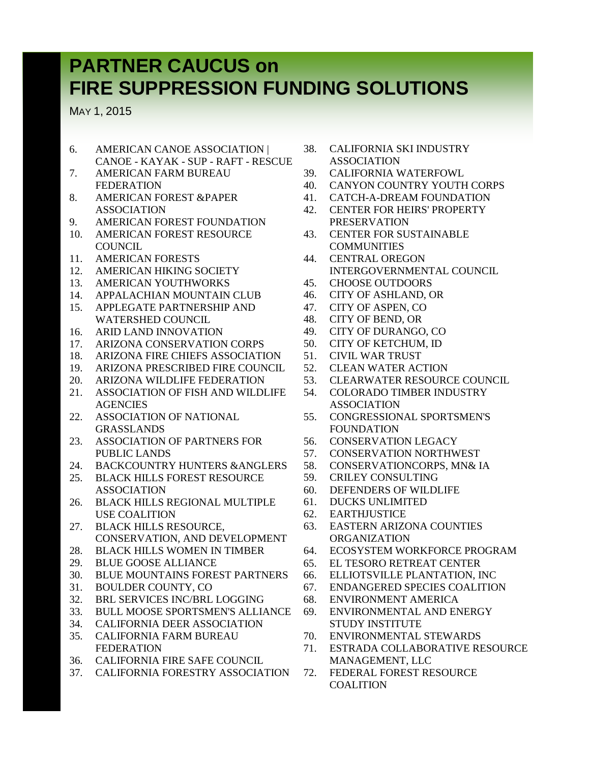# PARTNER CAUCUS on FIRE SUPPRESSION FUNDING SOLUTIONS

MAY 1, 2015

6. AMERICAN CANOE ASSOCIATION | CANOE - KAYAK - SUP - RAFT - RESCUE
7. AMERICAN FARM BUREAU FEDERATION
8. AMERICAN FOREST &PAPER ASSOCIATION
9. AMERICAN FOREST FOUNDATION
10. AMERICAN FOREST RESOURCE COUNCIL
11. AMERICAN FORESTS
12. AMERICAN HIKING SOCIETY
13. AMERICAN YOUTHWORKS
14. APPALACHIAN MOUNTAIN CLUB
15. APPLEGATE PARTNERSHIP AND WATERSHED COUNCIL
16. ARID LAND INNOVATION
17. ARIZONA CONSERVATION CORPS
18. ARIZONA FIRE CHIEFS ASSOCIATION
19. ARIZONA PRESCRIBED FIRE COUNCIL
20. ARIZONA WILDLIFE FEDERATION
21. ASSOCIATION OF FISH AND WILDLIFE AGENCIES
22. ASSOCIATION OF NATIONAL GRASSLANDS
23. ASSOCIATION OF PARTNERS FOR PUBLIC LANDS
24. BACKCOUNTRY HUNTERS &ANGLERS
25. BLACK HILLS FOREST RESOURCE ASSOCIATION
26. BLACK HILLS REGIONAL MULTIPLE USE COALITION
27. BLACK HILLS RESOURCE, CONSERVATION, AND DEVELOPMENT
28. BLACK HILLS WOMEN IN TIMBER
29. BLUE GOOSE ALLIANCE
30. BLUE MOUNTAINS FOREST PARTNERS
31. BOULDER COUNTY, CO
32. BRL SERVICES INC/BRL LOGGING
33. BULL MOOSE SPORTSMEN'S ALLIANCE
34. CALIFORNIA DEER ASSOCIATION
35. CALIFORNIA FARM BUREAU FEDERATION
36. CALIFORNIA FIRE SAFE COUNCIL
37. CALIFORNIA FORESTRY ASSOCIATION
38. CALIFORNIA SKI INDUSTRY ASSOCIATION
39. CALIFORNIA WATERFOWL
40. CANYON COUNTRY YOUTH CORPS
41. CATCH-A-DREAM FOUNDATION
42. CENTER FOR HEIRS' PROPERTY PRESERVATION
43. CENTER FOR SUSTAINABLE COMMUNITIES
44. CENTRAL OREGON INTERGOVERNMENTAL COUNCIL
45. CHOOSE OUTDOORS
46. CITY OF ASHLAND, OR
47. CITY OF ASPEN, CO
48. CITY OF BEND, OR
49. CITY OF DURANGO, CO
50. CITY OF KETCHUM, ID
51. CIVIL WAR TRUST
52. CLEAN WATER ACTION
53. CLEARWATER RESOURCE COUNCIL
54. COLORADO TIMBER INDUSTRY ASSOCIATION
55. CONGRESSIONAL SPORTSMEN'S FOUNDATION
56. CONSERVATION LEGACY
57. CONSERVATION NORTHWEST
58. CONSERVATIONCORPS, MN& IA
59. CRILEY CONSULTING
60. DEFENDERS OF WILDLIFE
61. DUCKS UNLIMITED
62. EARTHJUSTICE
63. EASTERN ARIZONA COUNTIES ORGANIZATION
64. ECOSYSTEM WORKFORCE PROGRAM
65. EL TESORO RETREAT CENTER
66. ELLIOTSVILLE PLANTATION, INC
67. ENDANGERED SPECIES COALITION
68. ENVIRONMENT AMERICA
69. ENVIRONMENTAL AND ENERGY STUDY INSTITUTE
70. ENVIRONMENTAL STEWARDS
71. ESTRADA COLLABORATIVE RESOURCE MANAGEMENT, LLC
72. FEDERAL FOREST RESOURCE COALITION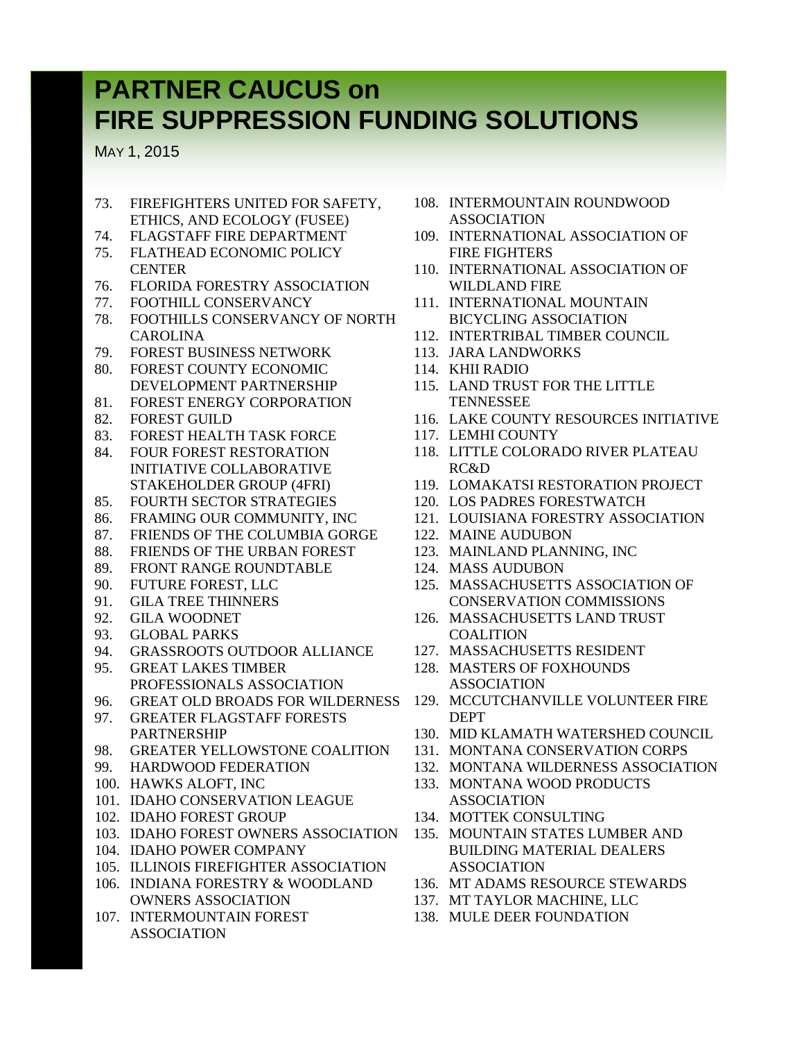# PARTNER CAUCUS on FIRE SUPPRESSION FUNDING SOLUTIONS

MAY 1, 2015

73. FIREFIGHTERS UNITED FOR SAFETY, ETHICS, AND ECOLOGY (FUSEE)
74. FLAGSTAFF FIRE DEPARTMENT
75. FLATHEAD ECONOMIC POLICY CENTER
76. FLORIDA FORESTRY ASSOCIATION
77. FOOTHILL CONSERVANCY
78. FOOTHILLS CONSERVANCY OF NORTH CAROLINA
79. FOREST BUSINESS NETWORK
80. FOREST COUNTY ECONOMIC DEVELOPMENT PARTNERSHIP
81. FOREST ENERGY CORPORATION
82. FOREST GUILD
83. FOREST HEALTH TASK FORCE
84. FOUR FOREST RESTORATION INITIATIVE COLLABORATIVE STAKEHOLDER GROUP (4FRI)
85. FOURTH SECTOR STRATEGIES
86. FRAMING OUR COMMUNITY, INC
87. FRIENDS OF THE COLUMBIA GORGE
88. FRIENDS OF THE URBAN FOREST
89. FRONT RANGE ROUNDTABLE
90. FUTURE FOREST, LLC
91. GILA TREE THINNERS
92. GILA WOODNET
93. GLOBAL PARKS
94. GRASSROOTS OUTDOOR ALLIANCE
95. GREAT LAKES TIMBER PROFESSIONALS ASSOCIATION
96. GREAT OLD BROADS FOR WILDERNESS
97. GREATER FLAGSTAFF FORESTS PARTNERSHIP
98. GREATER YELLOWSTONE COALITION
99. HARDWOOD FEDERATION
100. HAWKS ALOFT, INC
101. IDAHO CONSERVATION LEAGUE
102. IDAHO FOREST GROUP
103. IDAHO FOREST OWNERS ASSOCIATION
104. IDAHO POWER COMPANY
105. ILLINOIS FIREFIGHTER ASSOCIATION
106. INDIANA FORESTRY & WOODLAND OWNERS ASSOCIATION
107. INTERMOUNTAIN FOREST ASSOCIATION
108. INTERMOUNTAIN ROUNDWOOD ASSOCIATION
109. INTERNATIONAL ASSOCIATION OF FIRE FIGHTERS
110. INTERNATIONAL ASSOCIATION OF WILDLAND FIRE
111. INTERNATIONAL MOUNTAIN BICYCLING ASSOCIATION
112. INTERTRIBAL TIMBER COUNCIL
113. JARA LANDWORKS
114. KHII RADIO
115. LAND TRUST FOR THE LITTLE TENNESSEE
116. LAKE COUNTY RESOURCES INITIATIVE
117. LEMHI COUNTY
118. LITTLE COLORADO RIVER PLATEAU RC&D
119. LOMAKATSI RESTORATION PROJECT
120. LOS PADRES FORESTWATCH
121. LOUISIANA FORESTRY ASSOCIATION
122. MAINE AUDUBON
123. MAINLAND PLANNING, INC
124. MASS AUDUBON
125. MASSACHUSETTS ASSOCIATION OF CONSERVATION COMMISSIONS
126. MASSACHUSETTS LAND TRUST COALITION
127. MASSACHUSETTS RESIDENT
128. MASTERS OF FOXHOUNDS ASSOCIATION
129. MCCUTCHANVILLE VOLUNTEER FIRE DEPT
130. MID KLAMATH WATERSHED COUNCIL
131. MONTANA CONSERVATION CORPS
132. MONTANA WILDERNESS ASSOCIATION
133. MONTANA WOOD PRODUCTS ASSOCIATION
134. MOTTEK CONSULTING
135. MOUNTAIN STATES LUMBER AND BUILDING MATERIAL DEALERS ASSOCIATION
136. MT ADAMS RESOURCE STEWARDS
137. MT TAYLOR MACHINE, LLC
138. MULE DEER FOUNDATION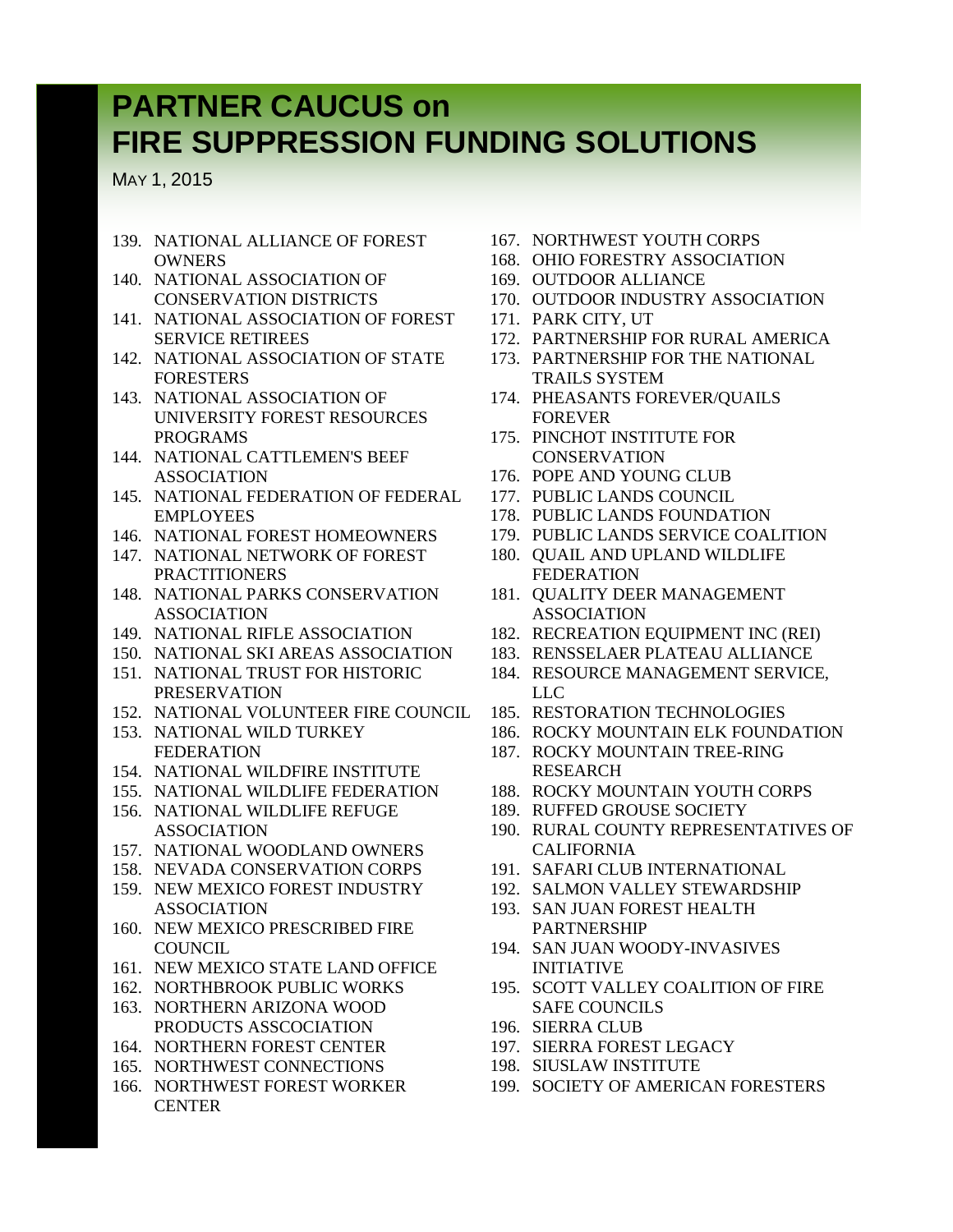# PARTNER CAUCUS on FIRE SUPPRESSION FUNDING SOLUTIONS

MAY 1, 2015

139. NATIONAL ALLIANCE OF FOREST OWNERS
140. NATIONAL ASSOCIATION OF CONSERVATION DISTRICTS
141. NATIONAL ASSOCIATION OF FOREST SERVICE RETIREES
142. NATIONAL ASSOCIATION OF STATE FORESTERS
143. NATIONAL ASSOCIATION OF UNIVERSITY FOREST RESOURCES PROGRAMS
144. NATIONAL CATTLEMEN'S BEEF ASSOCIATION
145. NATIONAL FEDERATION OF FEDERAL EMPLOYEES
146. NATIONAL FOREST HOMEOWNERS
147. NATIONAL NETWORK OF FOREST PRACTITIONERS
148. NATIONAL PARKS CONSERVATION ASSOCIATION
149. NATIONAL RIFLE ASSOCIATION
150. NATIONAL SKI AREAS ASSOCIATION
151. NATIONAL TRUST FOR HISTORIC PRESERVATION
152. NATIONAL VOLUNTEER FIRE COUNCIL
153. NATIONAL WILD TURKEY FEDERATION
154. NATIONAL WILDFIRE INSTITUTE
155. NATIONAL WILDLIFE FEDERATION
156. NATIONAL WILDLIFE REFUGE ASSOCIATION
157. NATIONAL WOODLAND OWNERS
158. NEVADA CONSERVATION CORPS
159. NEW MEXICO FOREST INDUSTRY ASSOCIATION
160. NEW MEXICO PRESCRIBED FIRE COUNCIL
161. NEW MEXICO STATE LAND OFFICE
162. NORTHBROOK PUBLIC WORKS
163. NORTHERN ARIZONA WOOD PRODUCTS ASSCOCIATION
164. NORTHERN FOREST CENTER
165. NORTHWEST CONNECTIONS
166. NORTHWEST FOREST WORKER CENTER
167. NORTHWEST YOUTH CORPS
168. OHIO FORESTRY ASSOCIATION
169. OUTDOOR ALLIANCE
170. OUTDOOR INDUSTRY ASSOCIATION
171. PARK CITY, UT
172. PARTNERSHIP FOR RURAL AMERICA
173. PARTNERSHIP FOR THE NATIONAL TRAILS SYSTEM
174. PHEASANTS FOREVER/QUAILS FOREVER
175. PINCHOT INSTITUTE FOR CONSERVATION
176. POPE AND YOUNG CLUB
177. PUBLIC LANDS COUNCIL
178. PUBLIC LANDS FOUNDATION
179. PUBLIC LANDS SERVICE COALITION
180. QUAIL AND UPLAND WILDLIFE FEDERATION
181. QUALITY DEER MANAGEMENT ASSOCIATION
182. RECREATION EQUIPMENT INC (REI)
183. RENSSELAER PLATEAU ALLIANCE
184. RESOURCE MANAGEMENT SERVICE, LLC
185. RESTORATION TECHNOLOGIES
186. ROCKY MOUNTAIN ELK FOUNDATION
187. ROCKY MOUNTAIN TREE-RING RESEARCH
188. ROCKY MOUNTAIN YOUTH CORPS
189. RUFFED GROUSE SOCIETY
190. RURAL COUNTY REPRESENTATIVES OF CALIFORNIA
191. SAFARI CLUB INTERNATIONAL
192. SALMON VALLEY STEWARDSHIP
193. SAN JUAN FOREST HEALTH PARTNERSHIP
194. SAN JUAN WOODY-INVASIVES INITIATIVE
195. SCOTT VALLEY COALITION OF FIRE SAFE COUNCILS
196. SIERRA CLUB
197. SIERRA FOREST LEGACY
198. SIUSLAW INSTITUTE
199. SOCIETY OF AMERICAN FORESTERS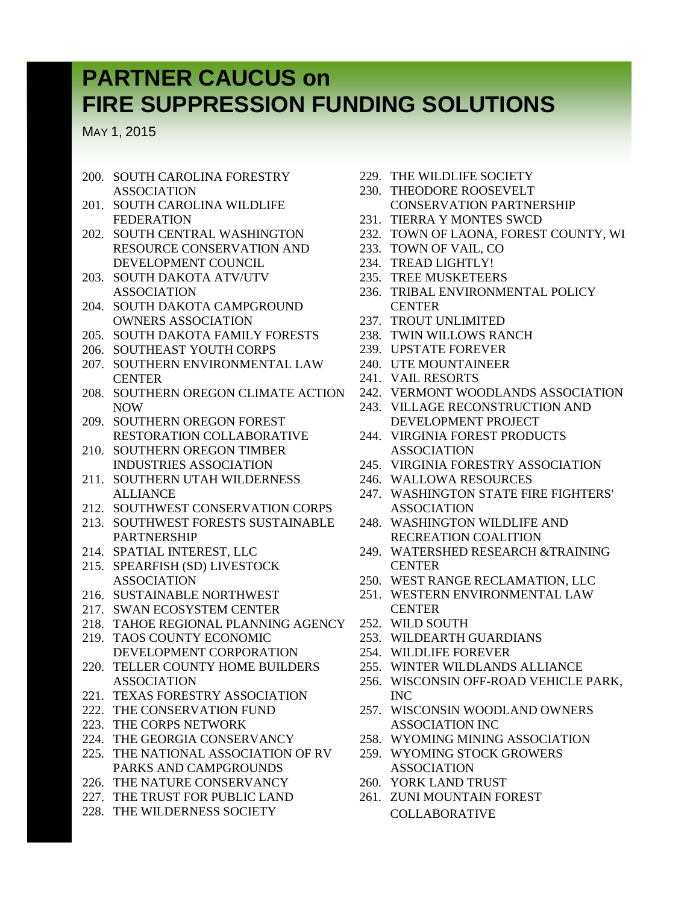# PARTNER CAUCUS on FIRE SUPPRESSION FUNDING SOLUTIONS

MAY 1, 2015

200. SOUTH CAROLINA FORESTRY ASSOCIATION
201. SOUTH CAROLINA WILDLIFE FEDERATION
202. SOUTH CENTRAL WASHINGTON RESOURCE CONSERVATION AND DEVELOPMENT COUNCIL
203. SOUTH DAKOTA ATV/UTV ASSOCIATION
204. SOUTH DAKOTA CAMPGROUND OWNERS ASSOCIATION
205. SOUTH DAKOTA FAMILY FORESTS
206. SOUTHEAST YOUTH CORPS
207. SOUTHERN ENVIRONMENTAL LAW CENTER
208. SOUTHERN OREGON CLIMATE ACTION NOW
209. SOUTHERN OREGON FOREST RESTORATION COLLABORATIVE
210. SOUTHERN OREGON TIMBER INDUSTRIES ASSOCIATION
211. SOUTHERN UTAH WILDERNESS ALLIANCE
212. SOUTHWEST CONSERVATION CORPS
213. SOUTHWEST FORESTS SUSTAINABLE PARTNERSHIP
214. SPATIAL INTEREST, LLC
215. SPEARFISH (SD) LIVESTOCK ASSOCIATION
216. SUSTAINABLE NORTHWEST
217. SWAN ECOSYSTEM CENTER
218. TAHOE REGIONAL PLANNING AGENCY
219. TAOS COUNTY ECONOMIC DEVELOPMENT CORPORATION
220. TELLER COUNTY HOME BUILDERS ASSOCIATION
221. TEXAS FORESTRY ASSOCIATION
222. THE CONSERVATION FUND
223. THE CORPS NETWORK
224. THE GEORGIA CONSERVANCY
225. THE NATIONAL ASSOCIATION OF RV PARKS AND CAMPGROUNDS
226. THE NATURE CONSERVANCY
227. THE TRUST FOR PUBLIC LAND
228. THE WILDERNESS SOCIETY
229. THE WILDLIFE SOCIETY
230. THEODORE ROOSEVELT CONSERVATION PARTNERSHIP
231. TIERRA Y MONTES SWCD
232. TOWN OF LAONA, FOREST COUNTY, WI
233. TOWN OF VAIL, CO
234. TREAD LIGHTLY!
235. TREE MUSKETEERS
236. TRIBAL ENVIRONMENTAL POLICY CENTER
237. TROUT UNLIMITED
238. TWIN WILLOWS RANCH
239. UPSTATE FOREVER
240. UTE MOUNTAINEER
241. VAIL RESORTS
242. VERMONT WOODLANDS ASSOCIATION
243. VILLAGE RECONSTRUCTION AND DEVELOPMENT PROJECT
244. VIRGINIA FOREST PRODUCTS ASSOCIATION
245. VIRGINIA FORESTRY ASSOCIATION
246. WALLOWA RESOURCES
247. WASHINGTON STATE FIRE FIGHTERS' ASSOCIATION
248. WASHINGTON WILDLIFE AND RECREATION COALITION
249. WATERSHED RESEARCH &TRAINING CENTER
250. WEST RANGE RECLAMATION, LLC
251. WESTERN ENVIRONMENTAL LAW CENTER
252. WILD SOUTH
253. WILDEARTH GUARDIANS
254. WILDLIFE FOREVER
255. WINTER WILDLANDS ALLIANCE
256. WISCONSIN OFF-ROAD VEHICLE PARK, INC
257. WISCONSIN WOODLAND OWNERS ASSOCIATION INC
258. WYOMING MINING ASSOCIATION
259. WYOMING STOCK GROWERS ASSOCIATION
260. YORK LAND TRUST
261. ZUNI MOUNTAIN FOREST COLLABORATIVE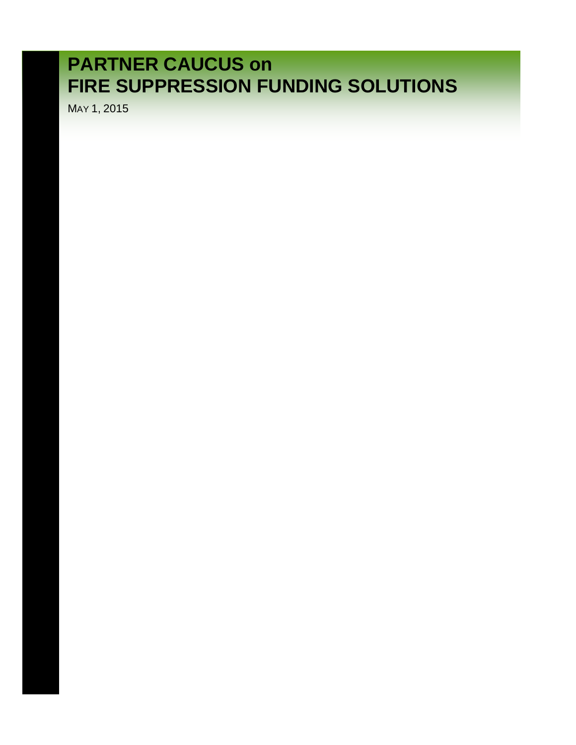# PARTNER CAUCUS on FIRE SUPPRESSION FUNDING SOLUTIONS

MAY 1, 2015